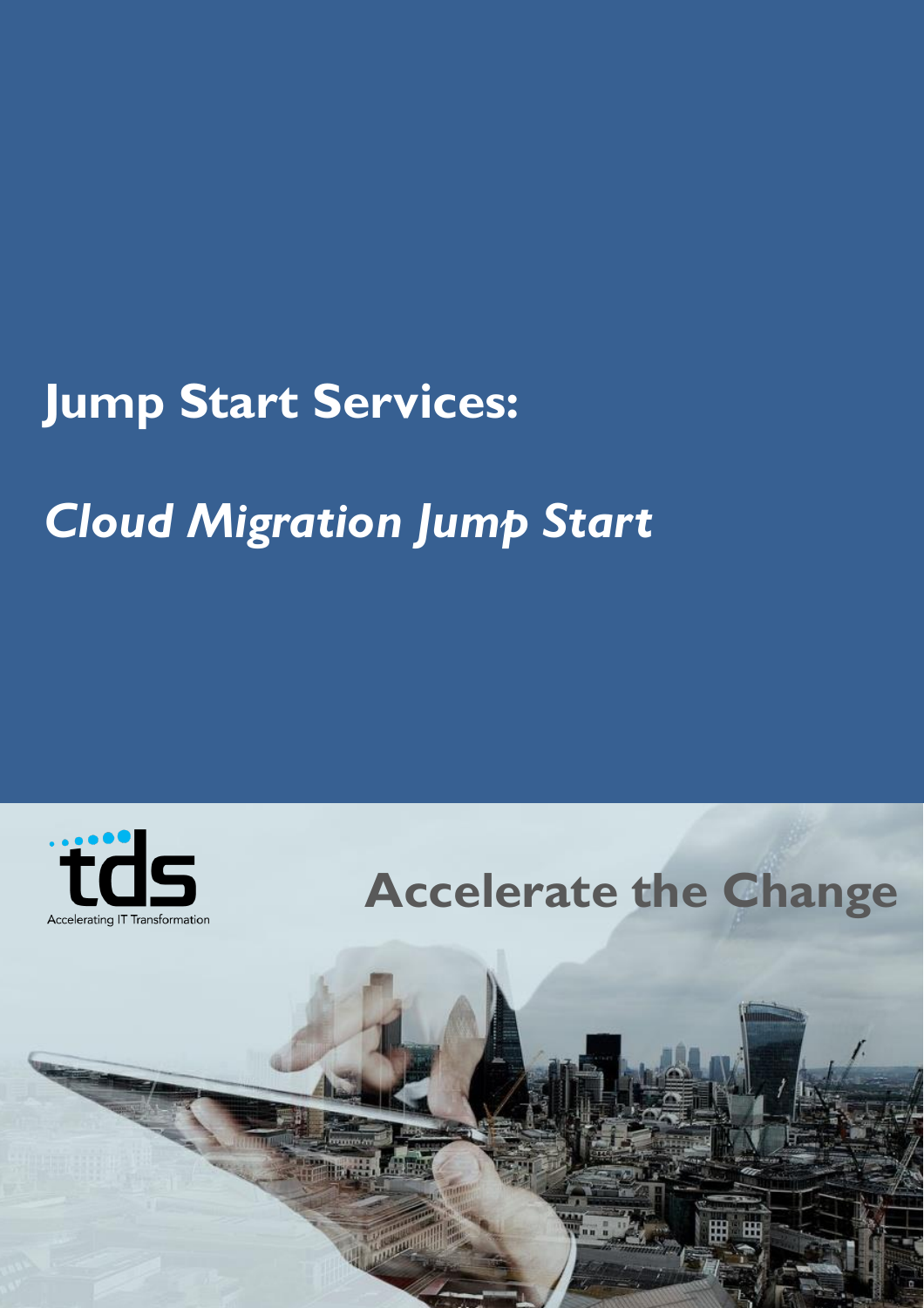# Jump Start Services:

## *Cloud Migration Jump Start*

tds

Accelerating IT Transformation

**Accelerate the Change**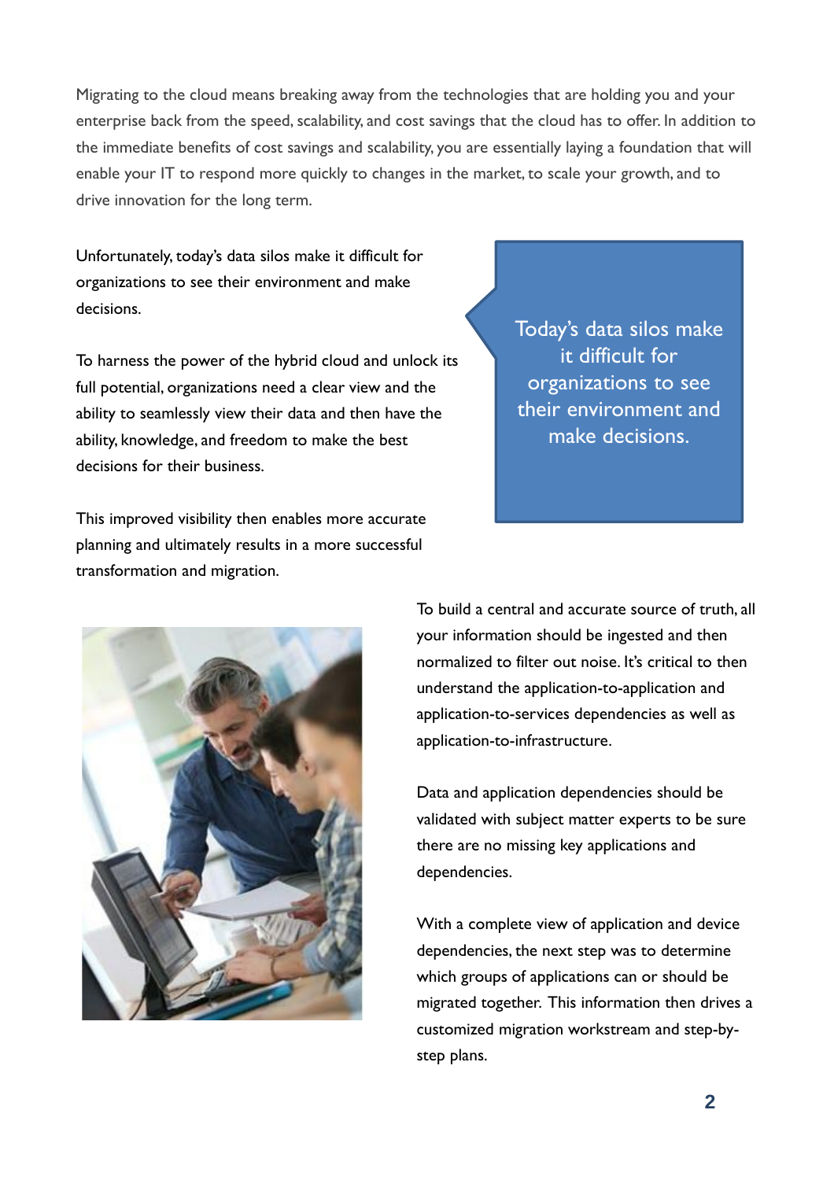Migrating to the cloud means breaking away from the technologies that are holding you and your enterprise back from the speed, scalability, and cost savings that the cloud has to offer. In addition to the immediate benefits of cost savings and scalability, you are essentially laying a foundation that will enable your IT to respond more quickly to changes in the market, to scale your growth, and to drive innovation for the long term.

Unfortunately, today's data silos make it difficult for organizations to see their environment and make decisions.

> Today's data silos make it difficult for organizations to see their environment and make decisions.

To harness the power of the hybrid cloud and unlock its full potential, organizations need a clear view and the ability to seamlessly view their data and then have the ability, knowledge, and freedom to make the best decisions for their business.

This improved visibility then enables more accurate planning and ultimately results in a more successful transformation and migration.

To build a central and accurate source of truth, all your information should be ingested and then normalized to filter out noise. It's critical to then understand the application-to-application and application-to-services dependencies as well as application-to-infrastructure.

Data and application dependencies should be validated with subject matter experts to be sure there are no missing key applications and dependencies.

With a complete view of application and device dependencies, the next step was to determine which groups of applications can or should be migrated together. This information then drives a customized migration workstream and step-by-step plans.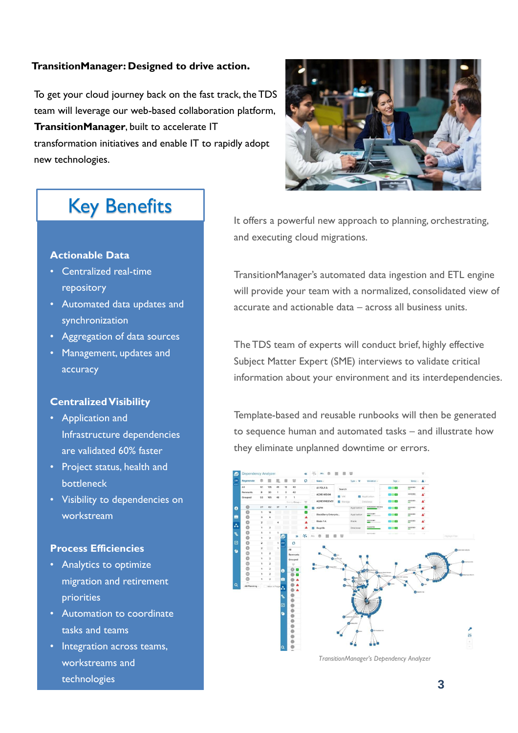**TransitionManager: Designed to drive action.**

To get your cloud journey back on the fast track, the TDS team will leverage our web-based collaboration platform, **TransitionManager**, built to accelerate IT transformation initiatives and enable IT to rapidly adopt new technologies.

## Key Benefits

### Actionable Data

- Centralized real-time repository
- Automated data updates and synchronization
- Aggregation of data sources
- Management, updates and accuracy

### Centralized Visibility

- Application and Infrastructure dependencies are validated 60% faster
- Project status, health and bottleneck
- Visibility to dependencies on workstream

### Process Efficiencies

- Analytics to optimize migration and retirement priorities
- Automation to coordinate tasks and teams
- Integration across teams, workstreams and technologies

It offers a powerful new approach to planning, orchestrating, and executing cloud migrations.

TransitionManager's automated data ingestion and ETL engine will provide your team with a normalized, consolidated view of accurate and actionable data – across all business units.

The TDS team of experts will conduct brief, highly effective Subject Matter Expert (SME) interviews to validate critical information about your environment and its interdependencies.

Template-based and reusable runbooks will then be generated to sequence human and automated tasks – and illustrate how they eliminate unplanned downtime or errors.

*TransitionManager's Dependency Analyzer*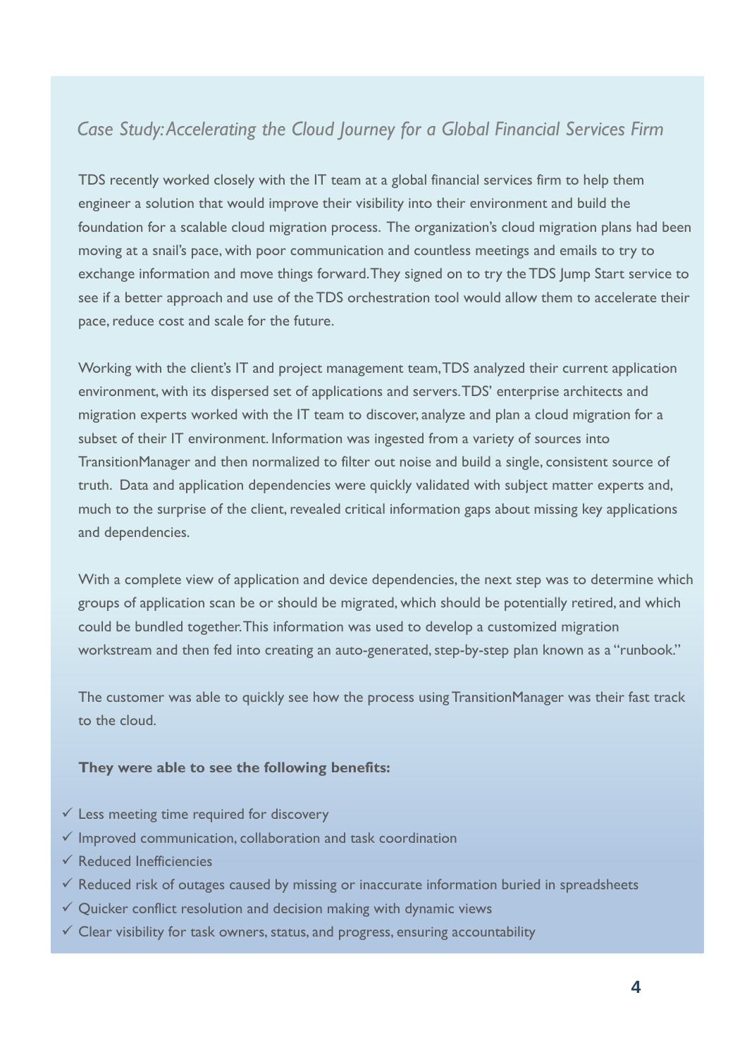## *Case Study: Accelerating the Cloud Journey for a Global Financial Services Firm*

TDS recently worked closely with the IT team at a global financial services firm to help them engineer a solution that would improve their visibility into their environment and build the foundation for a scalable cloud migration process. The organization's cloud migration plans had been moving at a snail's pace, with poor communication and countless meetings and emails to try to exchange information and move things forward. They signed on to try the TDS Jump Start service to see if a better approach and use of the TDS orchestration tool would allow them to accelerate their pace, reduce cost and scale for the future.

Working with the client's IT and project management team, TDS analyzed their current application environment, with its dispersed set of applications and servers. TDS' enterprise architects and migration experts worked with the IT team to discover, analyze and plan a cloud migration for a subset of their IT environment. Information was ingested from a variety of sources into TransitionManager and then normalized to filter out noise and build a single, consistent source of truth. Data and application dependencies were quickly validated with subject matter experts and, much to the surprise of the client, revealed critical information gaps about missing key applications and dependencies.

With a complete view of application and device dependencies, the next step was to determine which groups of application scan be or should be migrated, which should be potentially retired, and which could be bundled together. This information was used to develop a customized migration workstream and then fed into creating an auto-generated, step-by-step plan known as a "runbook."

The customer was able to quickly see how the process using TransitionManager was their fast track to the cloud.

**They were able to see the following benefits:**

- ✓ Less meeting time required for discovery
- ✓ Improved communication, collaboration and task coordination
- ✓ Reduced Inefficiencies
- ✓ Reduced risk of outages caused by missing or inaccurate information buried in spreadsheets
- ✓ Quicker conflict resolution and decision making with dynamic views
- ✓ Clear visibility for task owners, status, and progress, ensuring accountability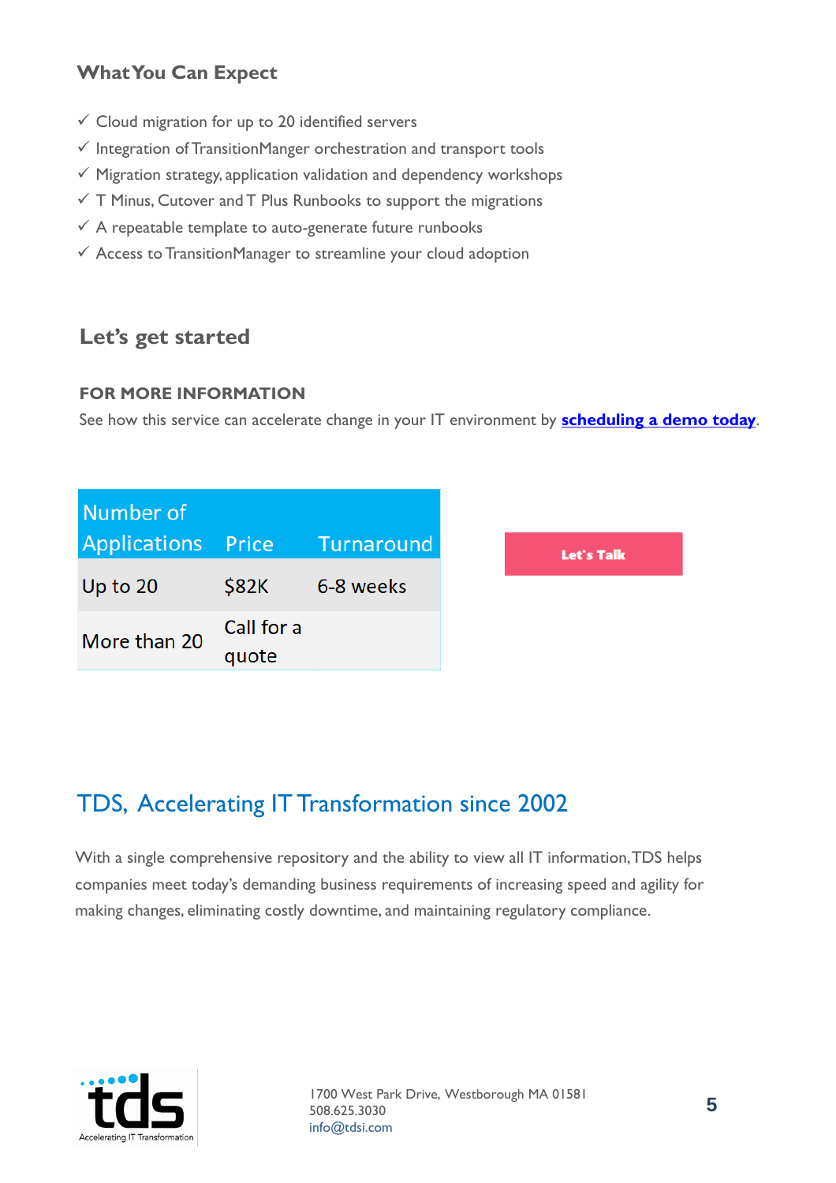### What You Can Expect

- ✓ Cloud migration for up to 20 identified servers
- ✓ Integration of TransitionManger orchestration and transport tools
- ✓ Migration strategy, application validation and dependency workshops
- ✓ T Minus, Cutover and T Plus Runbooks to support the migrations
- ✓ A repeatable template to auto-generate future runbooks
- ✓ Access to TransitionManager to streamline your cloud adoption

## Let's get started

**FOR MORE INFORMATION**

See how this service can accelerate change in your IT environment by **scheduling a demo today**.

| Number of Applications | Price | Turnaround |
|---|---|---|
| Up to 20 | $82K | 6-8 weeks |
| More than 20 | Call for a quote | |

Let's Talk

## TDS, Accelerating IT Transformation since 2002

With a single comprehensive repository and the ability to view all IT information, TDS helps companies meet today's demanding business requirements of increasing speed and agility for making changes, eliminating costly downtime, and maintaining regulatory compliance.

tds Accelerating IT Transformation

1700 West Park Drive, Westborough MA 01581
508.625.3030
info@tdsi.com